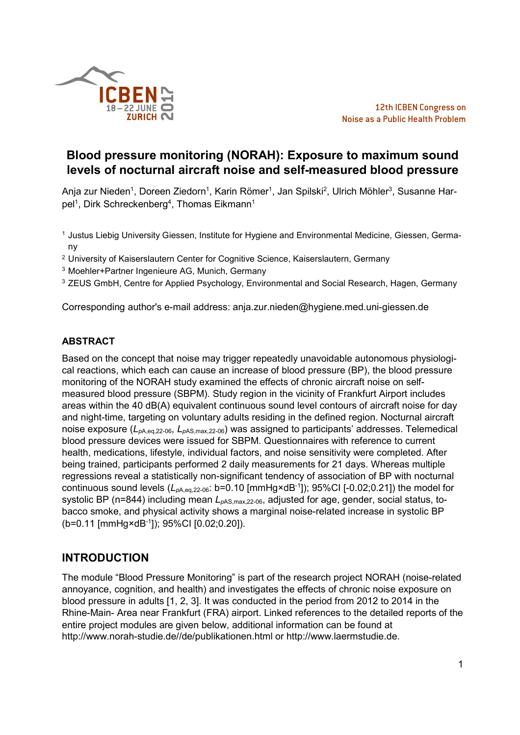# Blood pressure monitoring (NORAH): Exposure to maximum sound levels of nocturnal aircraft noise and self-measured blood pressure

Anja zur Nieden[1], Doreen Ziedorn[1], Karin Römer[1], Jan Spilski[2], Ulrich Möhler[3], Susanne Harpel[1], Dirk Schreckenberg[4], Thomas Eikmann[1]

[1] Justus Liebig University Giessen, Institute for Hygiene and Environmental Medicine, Giessen, Germany

[2] University of Kaiserslautern Center for Cognitive Science, Kaiserslautern, Germany

[3] Moehler+Partner Ingenieure AG, Munich, Germany

[3] ZEUS GmbH, Centre for Applied Psychology, Environmental and Social Research, Hagen, Germany

Corresponding author's e-mail address: anja.zur.nieden@hygiene.med.uni-giessen.de

## ABSTRACT

Based on the concept that noise may trigger repeatedly unavoidable autonomous physiological reactions, which each can cause an increase of blood pressure (BP), the blood pressure monitoring of the NORAH study examined the effects of chronic aircraft noise on self-measured blood pressure (SBPM). Study region in the vicinity of Frankfurt Airport includes areas within the 40 dB(A) equivalent continuous sound level contours of aircraft noise for day and night-time, targeting on voluntary adults residing in the defined region. Nocturnal aircraft noise exposure ($L_{pA,eq,22\text{-}06}$, $L_{pAS,max,22\text{-}06}$) was assigned to participants' addresses. Telemedical blood pressure devices were issued for SBPM. Questionnaires with reference to current health, medications, lifestyle, individual factors, and noise sensitivity were completed. After being trained, participants performed 2 daily measurements for 21 days. Whereas multiple regressions reveal a statistically non-significant tendency of association of BP with nocturnal continuous sound levels ($L_{pA,eq,22\text{-}06}$: b=0.10 [mmHg×dB$^{-1}$]); 95%CI [-0.02;0.21]) the model for systolic BP (n=844) including mean $L_{pAS,max,22\text{-}06}$, adjusted for age, gender, social status, tobacco smoke, and physical activity shows a marginal noise-related increase in systolic BP (b=0.11 [mmHg×dB$^{-1}$]); 95%CI [0.02;0.20]).

## INTRODUCTION

The module "Blood Pressure Monitoring" is part of the research project NORAH (noise-related annoyance, cognition, and health) and investigates the effects of chronic noise exposure on blood pressure in adults [1, 2, 3]. It was conducted in the period from 2012 to 2014 in the Rhine-Main- Area near Frankfurt (FRA) airport. Linked references to the detailed reports of the entire project modules are given below, additional information can be found at http://www.norah-studie.de//de/publikationen.html or http://www.laermstudie.de.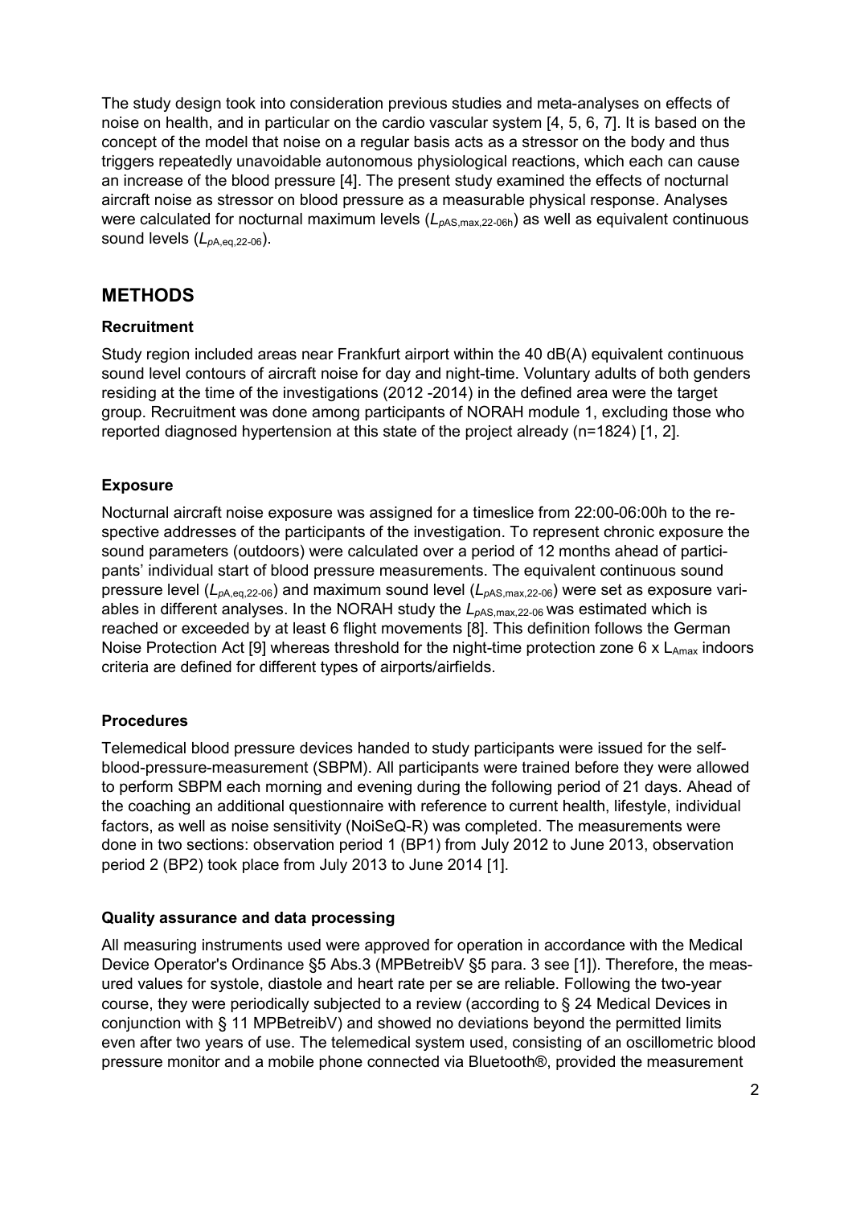The study design took into consideration previous studies and meta-analyses on effects of noise on health, and in particular on the cardio vascular system [4, 5, 6, 7]. It is based on the concept of the model that noise on a regular basis acts as a stressor on the body and thus triggers repeatedly unavoidable autonomous physiological reactions, which each can cause an increase of the blood pressure [4]. The present study examined the effects of nocturnal aircraft noise as stressor on blood pressure as a measurable physical response. Analyses were calculated for nocturnal maximum levels ($L_{pAS,max,22\text{-}06h}$) as well as equivalent continuous sound levels ($L_{pA,eq,22\text{-}06}$).

## METHODS

### Recruitment

Study region included areas near Frankfurt airport within the 40 dB(A) equivalent continuous sound level contours of aircraft noise for day and night-time. Voluntary adults of both genders residing at the time of the investigations (2012 -2014) in the defined area were the target group. Recruitment was done among participants of NORAH module 1, excluding those who reported diagnosed hypertension at this state of the project already (n=1824) [1, 2].

### Exposure

Nocturnal aircraft noise exposure was assigned for a timeslice from 22:00-06:00h to the respective addresses of the participants of the investigation. To represent chronic exposure the sound parameters (outdoors) were calculated over a period of 12 months ahead of participants' individual start of blood pressure measurements. The equivalent continuous sound pressure level ($L_{pA,eq,22\text{-}06}$) and maximum sound level ($L_{pAS,max,22\text{-}06}$) were set as exposure variables in different analyses. In the NORAH study the $L_{pAS,max,22\text{-}06}$ was estimated which is reached or exceeded by at least 6 flight movements [8]. This definition follows the German Noise Protection Act [9] whereas threshold for the night-time protection zone 6 x $L_{Amax}$ indoors criteria are defined for different types of airports/airfields.

### Procedures

Telemedical blood pressure devices handed to study participants were issued for the self-blood-pressure-measurement (SBPM). All participants were trained before they were allowed to perform SBPM each morning and evening during the following period of 21 days. Ahead of the coaching an additional questionnaire with reference to current health, lifestyle, individual factors, as well as noise sensitivity (NoiSeQ-R) was completed. The measurements were done in two sections: observation period 1 (BP1) from July 2012 to June 2013, observation period 2 (BP2) took place from July 2013 to June 2014 [1].

### Quality assurance and data processing

All measuring instruments used were approved for operation in accordance with the Medical Device Operator's Ordinance §5 Abs.3 (MPBetreibV §5 para. 3 see [1]). Therefore, the measured values for systole, diastole and heart rate per se are reliable. Following the two-year course, they were periodically subjected to a review (according to § 24 Medical Devices in conjunction with § 11 MPBetreibV) and showed no deviations beyond the permitted limits even after two years of use. The telemedical system used, consisting of an oscillometric blood pressure monitor and a mobile phone connected via Bluetooth®, provided the measurement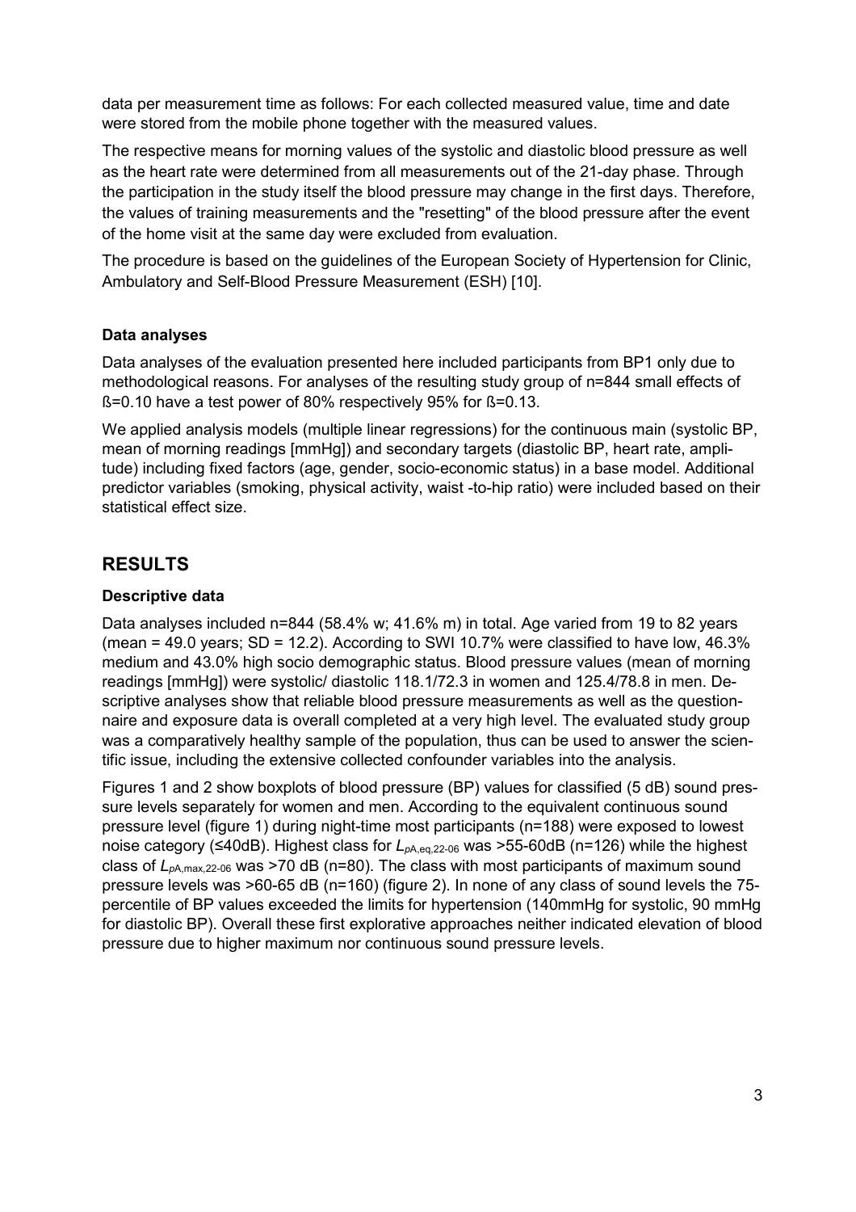data per measurement time as follows: For each collected measured value, time and date were stored from the mobile phone together with the measured values.

The respective means for morning values of the systolic and diastolic blood pressure as well as the heart rate were determined from all measurements out of the 21-day phase. Through the participation in the study itself the blood pressure may change in the first days. Therefore, the values of training measurements and the "resetting" of the blood pressure after the event of the home visit at the same day were excluded from evaluation.

The procedure is based on the guidelines of the European Society of Hypertension for Clinic, Ambulatory and Self-Blood Pressure Measurement (ESH) [10].

### Data analyses

Data analyses of the evaluation presented here included participants from BP1 only due to methodological reasons. For analyses of the resulting study group of n=844 small effects of ß=0.10 have a test power of 80% respectively 95% for ß=0.13.

We applied analysis models (multiple linear regressions) for the continuous main (systolic BP, mean of morning readings [mmHg]) and secondary targets (diastolic BP, heart rate, amplitude) including fixed factors (age, gender, socio-economic status) in a base model. Additional predictor variables (smoking, physical activity, waist -to-hip ratio) were included based on their statistical effect size.

## RESULTS

### Descriptive data

Data analyses included n=844 (58.4% w; 41.6% m) in total. Age varied from 19 to 82 years (mean = 49.0 years; SD = 12.2). According to SWI 10.7% were classified to have low, 46.3% medium and 43.0% high socio demographic status. Blood pressure values (mean of morning readings [mmHg]) were systolic/ diastolic 118.1/72.3 in women and 125.4/78.8 in men. Descriptive analyses show that reliable blood pressure measurements as well as the questionnaire and exposure data is overall completed at a very high level. The evaluated study group was a comparatively healthy sample of the population, thus can be used to answer the scientific issue, including the extensive collected confounder variables into the analysis.

Figures 1 and 2 show boxplots of blood pressure (BP) values for classified (5 dB) sound pressure levels separately for women and men. According to the equivalent continuous sound pressure level (figure 1) during night-time most participants (n=188) were exposed to lowest noise category (≤40dB). Highest class for $L_{pA,eq,22\text{-}06}$ was >55-60dB (n=126) while the highest class of $L_{pA,max,22\text{-}06}$ was >70 dB (n=80). The class with most participants of maximum sound pressure levels was >60-65 dB (n=160) (figure 2). In none of any class of sound levels the 75-percentile of BP values exceeded the limits for hypertension (140mmHg for systolic, 90 mmHg for diastolic BP). Overall these first explorative approaches neither indicated elevation of blood pressure due to higher maximum nor continuous sound pressure levels.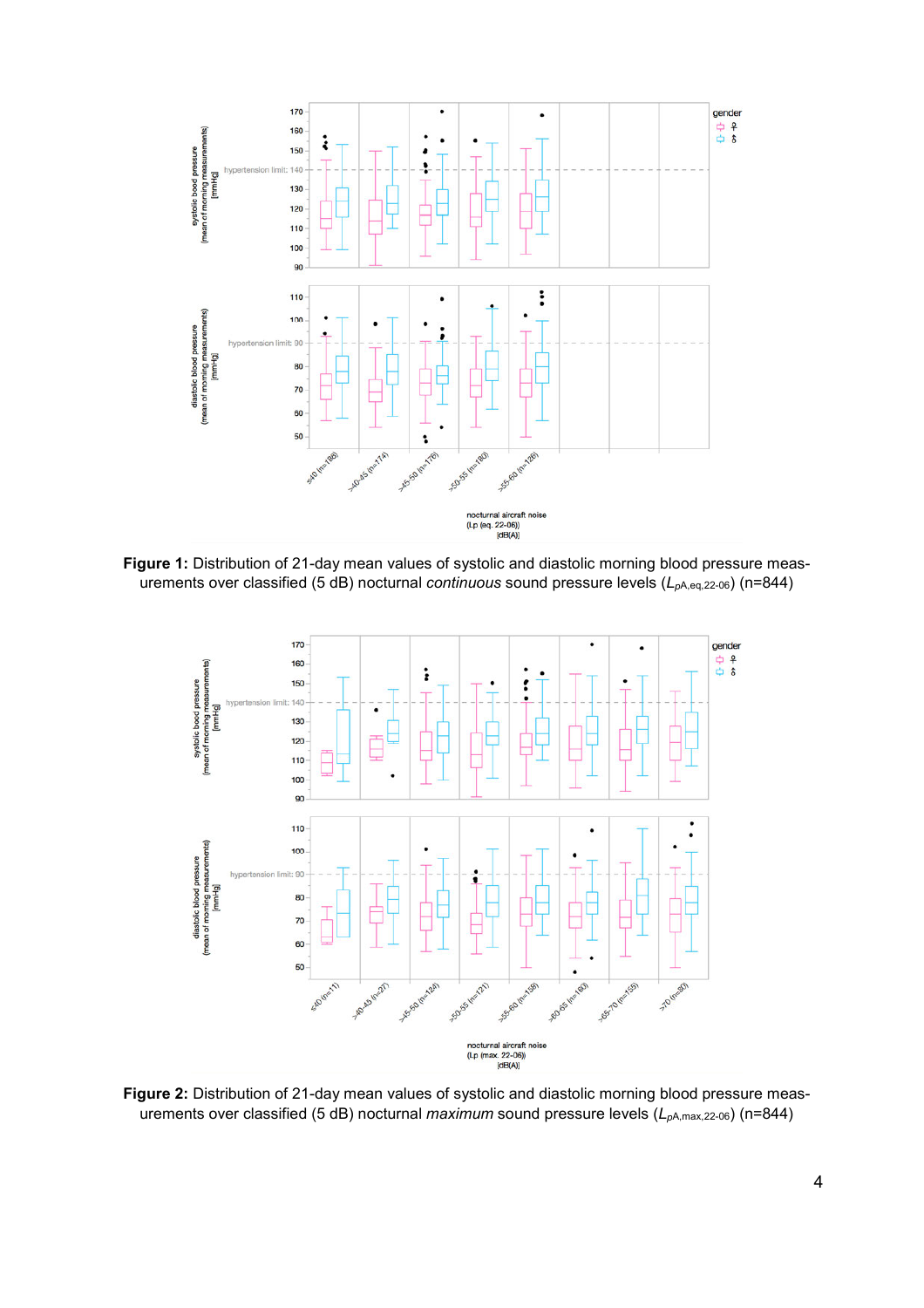**Figure 1:** Distribution of 21-day mean values of systolic and diastolic morning blood pressure measurements over classified (5 dB) nocturnal *continuous* sound pressure levels ($L_{pA,eq,22\text{-}06}$) (n=844)

**Figure 2:** Distribution of 21-day mean values of systolic and diastolic morning blood pressure measurements over classified (5 dB) nocturnal *maximum* sound pressure levels ($L_{pA,max,22\text{-}06}$) (n=844)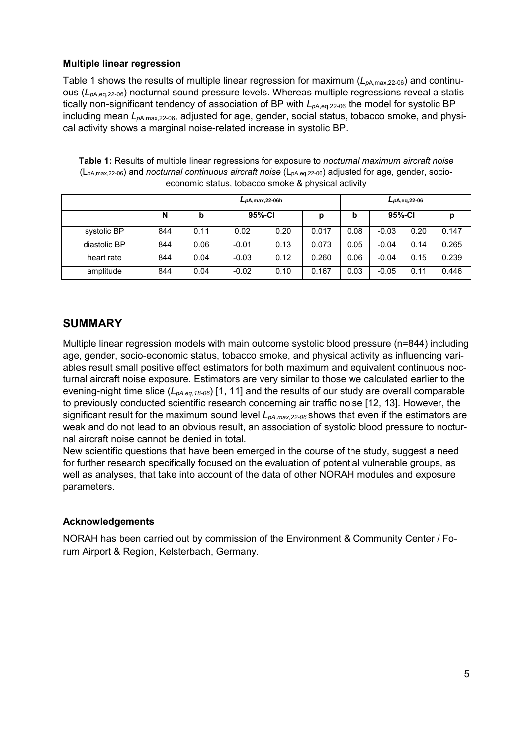### Multiple linear regression

Table 1 shows the results of multiple linear regression for maximum ($L_{pA,max,22\text{-}06}$) and continuous ($L_{pA,eq,22\text{-}06}$) nocturnal sound pressure levels. Whereas multiple regressions reveal a statistically non-significant tendency of association of BP with $L_{pA,eq,22\text{-}06}$ the model for systolic BP including mean $L_{pA,max,22\text{-}06}$, adjusted for age, gender, social status, tobacco smoke, and physical activity shows a marginal noise-related increase in systolic BP.

**Table 1:** Results of multiple linear regressions for exposure to *nocturnal maximum aircraft noise* ($L_{pA,max,22\text{-}06}$) and *nocturnal continuous aircraft noise* ($L_{pA,eq,22\text{-}06}$) adjusted for age, gender, socio-economic status, tobacco smoke & physical activity

| | | $L_{pA,max,22\text{-}06h}$ | | | | $L_{pA,eq,22\text{-}06}$ | | | |
|---|---|---|---|---|---|---|---|---|---|
| | N | b | 95%-CI | | p | b | 95%-CI | | p |
| systolic BP | 844 | 0.11 | 0.02 | 0.20 | 0.017 | 0.08 | -0.03 | 0.20 | 0.147 |
| diastolic BP | 844 | 0.06 | -0.01 | 0.13 | 0.073 | 0.05 | -0.04 | 0.14 | 0.265 |
| heart rate | 844 | 0.04 | -0.03 | 0.12 | 0.260 | 0.06 | -0.04 | 0.15 | 0.239 |
| amplitude | 844 | 0.04 | -0.02 | 0.10 | 0.167 | 0.03 | -0.05 | 0.11 | 0.446 |

## SUMMARY

Multiple linear regression models with main outcome systolic blood pressure (n=844) including age, gender, socio-economic status, tobacco smoke, and physical activity as influencing variables result small positive effect estimators for both maximum and equivalent continuous nocturnal aircraft noise exposure. Estimators are very similar to those we calculated earlier to the evening-night time slice ($L_{pA,eq,18\text{-}06}$) [1, 11] and the results of our study are overall comparable to previously conducted scientific research concerning air traffic noise [12, 13]. However, the significant result for the maximum sound level $L_{pA,max,22\text{-}06}$ shows that even if the estimators are weak and do not lead to an obvious result, an association of systolic blood pressure to nocturnal aircraft noise cannot be denied in total.

New scientific questions that have been emerged in the course of the study, suggest a need for further research specifically focused on the evaluation of potential vulnerable groups, as well as analyses, that take into account of the data of other NORAH modules and exposure parameters.

### Acknowledgements

NORAH has been carried out by commission of the Environment & Community Center / Forum Airport & Region, Kelsterbach, Germany.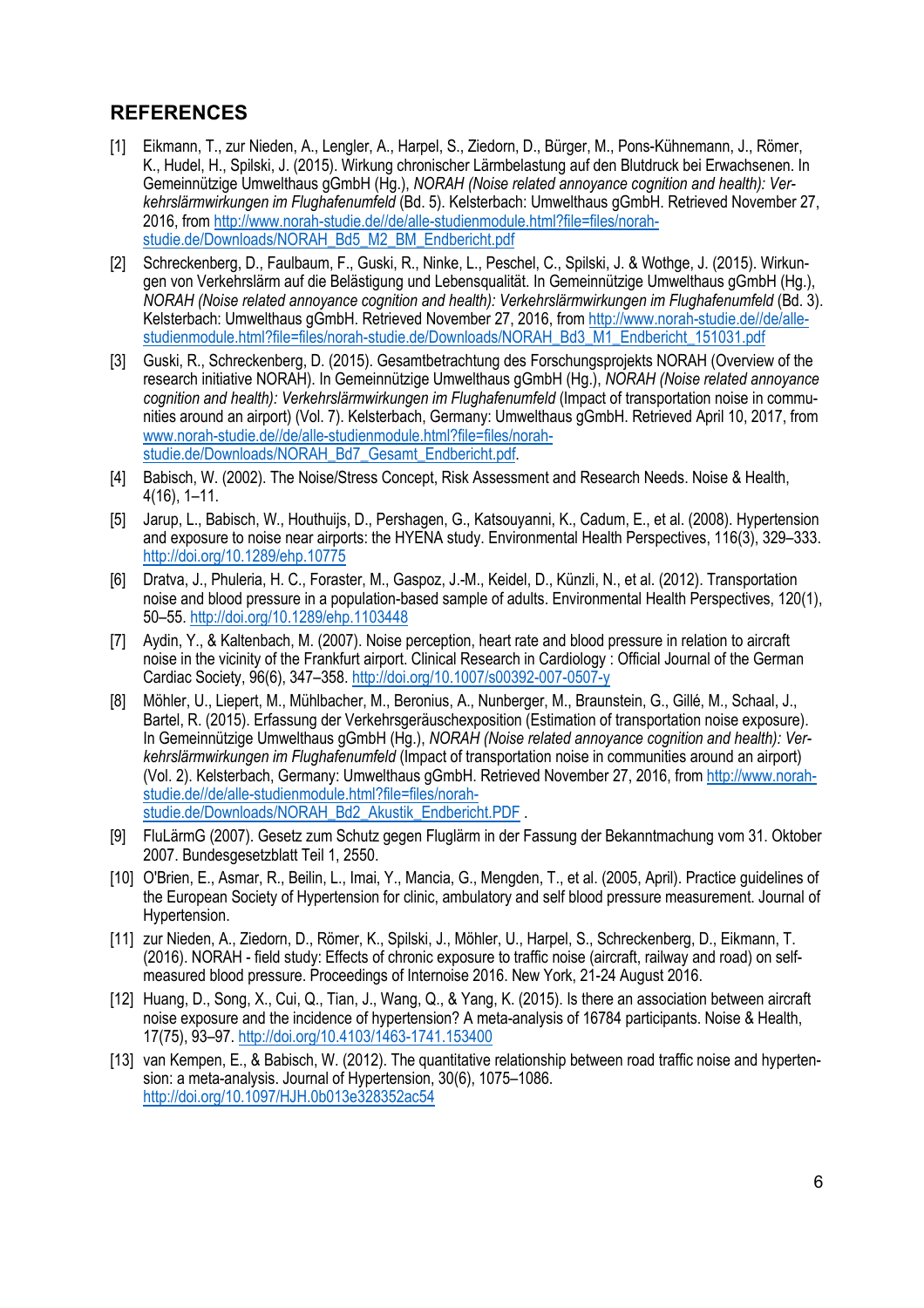## REFERENCES

[1] Eikmann, T., zur Nieden, A., Lengler, A., Harpel, S., Ziedorn, D., Bürger, M., Pons-Kühnemann, J., Römer, K., Hudel, H., Spilski, J. (2015). Wirkung chronischer Lärmbelastung auf den Blutdruck bei Erwachsenen. In Gemeinnützige Umwelthaus gGmbH (Hg.), *NORAH (Noise related annoyance cognition and health): Verkehrslärmwirkungen im Flughafenumfeld* (Bd. 5). Kelsterbach: Umwelthaus gGmbH. Retrieved November 27, 2016, from http://www.norah-studie.de//de/alle-studienmodule.html?file=files/norah-studie.de/Downloads/NORAH_Bd5_M2_BM_Endbericht.pdf

[2] Schreckenberg, D., Faulbaum, F., Guski, R., Ninke, L., Peschel, C., Spilski, J. & Wothge, J. (2015). Wirkungen von Verkehrslärm auf die Belästigung und Lebensqualität. In Gemeinnützige Umwelthaus gGmbH (Hg.), *NORAH (Noise related annoyance cognition and health): Verkehrslärmwirkungen im Flughafenumfeld* (Bd. 3). Kelsterbach: Umwelthaus gGmbH. Retrieved November 27, 2016, from http://www.norah-studie.de//de/alle-studienmodule.html?file=files/norah-studie.de/Downloads/NORAH_Bd3_M1_Endbericht_151031.pdf

[3] Guski, R., Schreckenberg, D. (2015). Gesamtbetrachtung des Forschungsprojekts NORAH (Overview of the research initiative NORAH). In Gemeinnützige Umwelthaus gGmbH (Hg.), *NORAH (Noise related annoyance cognition and health): Verkehrslärmwirkungen im Flughafenumfeld* (Impact of transportation noise in communities around an airport) (Vol. 7). Kelsterbach, Germany: Umwelthaus gGmbH. Retrieved April 10, 2017, from www.norah-studie.de//de/alle-studienmodule.html?file=files/norah-studie.de/Downloads/NORAH_Bd7_Gesamt_Endbericht.pdf.

[4] Babisch, W. (2002). The Noise/Stress Concept, Risk Assessment and Research Needs. Noise & Health, 4(16), 1–11.

[5] Jarup, L., Babisch, W., Houthuijs, D., Pershagen, G., Katsouyanni, K., Cadum, E., et al. (2008). Hypertension and exposure to noise near airports: the HYENA study. Environmental Health Perspectives, 116(3), 329–333. http://doi.org/10.1289/ehp.10775

[6] Dratva, J., Phuleria, H. C., Foraster, M., Gaspoz, J.-M., Keidel, D., Künzli, N., et al. (2012). Transportation noise and blood pressure in a population-based sample of adults. Environmental Health Perspectives, 120(1), 50–55. http://doi.org/10.1289/ehp.1103448

[7] Aydin, Y., & Kaltenbach, M. (2007). Noise perception, heart rate and blood pressure in relation to aircraft noise in the vicinity of the Frankfurt airport. Clinical Research in Cardiology : Official Journal of the German Cardiac Society, 96(6), 347–358. http://doi.org/10.1007/s00392-007-0507-y

[8] Möhler, U., Liepert, M., Mühlbacher, M., Beronius, A., Nunberger, M., Braunstein, G., Gillé, M., Schaal, J., Bartel, R. (2015). Erfassung der Verkehrsgeräuschexposition (Estimation of transportation noise exposure). In Gemeinnützige Umwelthaus gGmbH (Hg.), *NORAH (Noise related annoyance cognition and health): Verkehrslärmwirkungen im Flughafenumfeld* (Impact of transportation noise in communities around an airport) (Vol. 2). Kelsterbach, Germany: Umwelthaus gGmbH. Retrieved November 27, 2016, from http://www.norah-studie.de//de/alle-studienmodule.html?file=files/norah-studie.de/Downloads/NORAH_Bd2_Akustik_Endbericht.PDF .

[9] FluLärmG (2007). Gesetz zum Schutz gegen Fluglärm in der Fassung der Bekanntmachung vom 31. Oktober 2007. Bundesgesetzblatt Teil 1, 2550.

[10] O'Brien, E., Asmar, R., Beilin, L., Imai, Y., Mancia, G., Mengden, T., et al. (2005, April). Practice guidelines of the European Society of Hypertension for clinic, ambulatory and self blood pressure measurement. Journal of Hypertension.

[11] zur Nieden, A., Ziedorn, D., Römer, K., Spilski, J., Möhler, U., Harpel, S., Schreckenberg, D., Eikmann, T. (2016). NORAH - field study: Effects of chronic exposure to traffic noise (aircraft, railway and road) on self-measured blood pressure. Proceedings of Internoise 2016. New York, 21-24 August 2016.

[12] Huang, D., Song, X., Cui, Q., Tian, J., Wang, Q., & Yang, K. (2015). Is there an association between aircraft noise exposure and the incidence of hypertension? A meta-analysis of 16784 participants. Noise & Health, 17(75), 93–97. http://doi.org/10.4103/1463-1741.153400

[13] van Kempen, E., & Babisch, W. (2012). The quantitative relationship between road traffic noise and hypertension: a meta-analysis. Journal of Hypertension, 30(6), 1075–1086. http://doi.org/10.1097/HJH.0b013e328352ac54